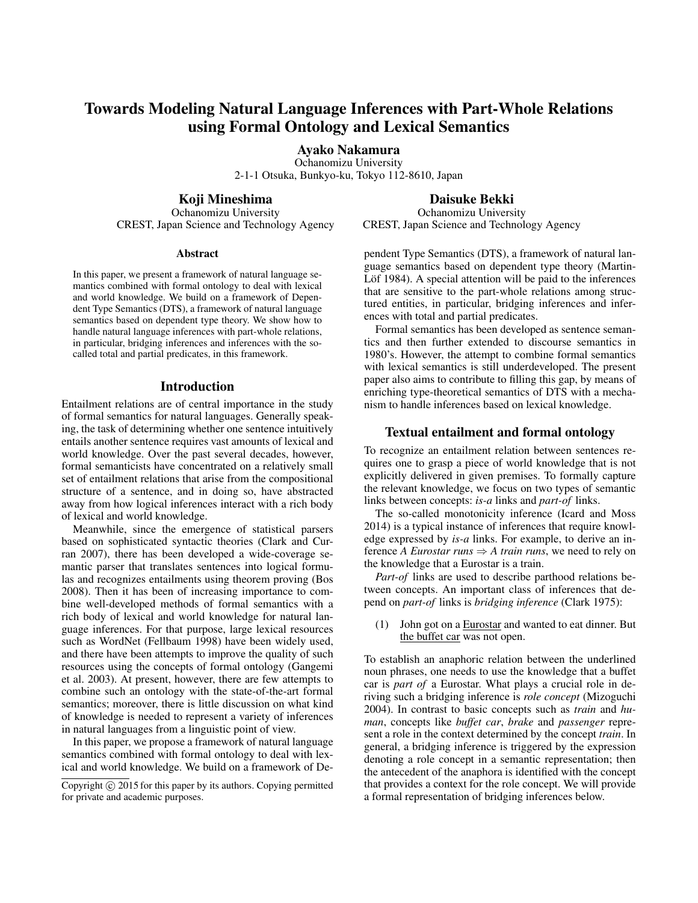# Towards Modeling Natural Language Inferences with Part-Whole Relations using Formal Ontology and Lexical Semantics

**Ayako Nakamura**
Ochanomizu University
2-1-1 Otsuka, Bunkyo-ku, Tokyo 112-8610, Japan

**Koji Mineshima**
Ochanomizu University
CREST, Japan Science and Technology Agency

**Daisuke Bekki**
Ochanomizu University
CREST, Japan Science and Technology Agency

### Abstract

In this paper, we present a framework of natural language semantics combined with formal ontology to deal with lexical and world knowledge. We build on a framework of Dependent Type Semantics (DTS), a framework of natural language semantics based on dependent type theory. We show how to handle natural language inferences with part-whole relations, in particular, bridging inferences and inferences with the so-called total and partial predicates, in this framework.

## Introduction

Entailment relations are of central importance in the study of formal semantics for natural languages. Generally speaking, the task of determining whether one sentence intuitively entails another sentence requires vast amounts of lexical and world knowledge. Over the past several decades, however, formal semanticists have concentrated on a relatively small set of entailment relations that arise from the compositional structure of a sentence, and in doing so, have abstracted away from how logical inferences interact with a rich body of lexical and world knowledge.

Meanwhile, since the emergence of statistical parsers based on sophisticated syntactic theories (Clark and Curran 2007), there has been developed a wide-coverage semantic parser that translates sentences into logical formulas and recognizes entailments using theorem proving (Bos 2008). Then it has been of increasing importance to combine well-developed methods of formal semantics with a rich body of lexical and world knowledge for natural language inferences. For that purpose, large lexical resources such as WordNet (Fellbaum 1998) have been widely used, and there have been attempts to improve the quality of such resources using the concepts of formal ontology (Gangemi et al. 2003). At present, however, there are few attempts to combine such an ontology with the state-of-the-art formal semantics; moreover, there is little discussion on what kind of knowledge is needed to represent a variety of inferences in natural languages from a linguistic point of view.

In this paper, we propose a framework of natural language semantics combined with formal ontology to deal with lexical and world knowledge. We build on a framework of Dependent Type Semantics (DTS), a framework of natural language semantics based on dependent type theory (Martin-Löf 1984). A special attention will be paid to the inferences that are sensitive to the part-whole relations among structured entities, in particular, bridging inferences and inferences with total and partial predicates.

Formal semantics has been developed as sentence semantics and then further extended to discourse semantics in 1980's. However, the attempt to combine formal semantics with lexical semantics is still underdeveloped. The present paper also aims to contribute to filling this gap, by means of enriching type-theoretical semantics of DTS with a mechanism to handle inferences based on lexical knowledge.

Copyright © 2015 for this paper by its authors. Copying permitted for private and academic purposes.

## Textual entailment and formal ontology

To recognize an entailment relation between sentences requires one to grasp a piece of world knowledge that is not explicitly delivered in given premises. To formally capture the relevant knowledge, we focus on two types of semantic links between concepts: *is-a* links and *part-of* links.

The so-called monotonicity inference (Icard and Moss 2014) is a typical instance of inferences that require knowledge expressed by *is-a* links. For example, to derive an inference *A Eurostar runs* ⇒ *A train runs*, we need to rely on the knowledge that a Eurostar is a train.

*Part-of* links are used to describe parthood relations between concepts. An important class of inferences that depend on *part-of* links is *bridging inference* (Clark 1975):

(1) John got on a <u>Eurostar</u> and wanted to eat dinner. But <u>the buffet car</u> was not open.

To establish an anaphoric relation between the underlined noun phrases, one needs to use the knowledge that a buffet car is *part of* a Eurostar. What plays a crucial role in deriving such a bridging inference is *role concept* (Mizoguchi 2004). In contrast to basic concepts such as *train* and *human*, concepts like *buffet car*, *brake* and *passenger* represent a role in the context determined by the concept *train*. In general, a bridging inference is triggered by the expression denoting a role concept in a semantic representation; then the antecedent of the anaphora is identified with the concept that provides a context for the role concept. We will provide a formal representation of bridging inferences below.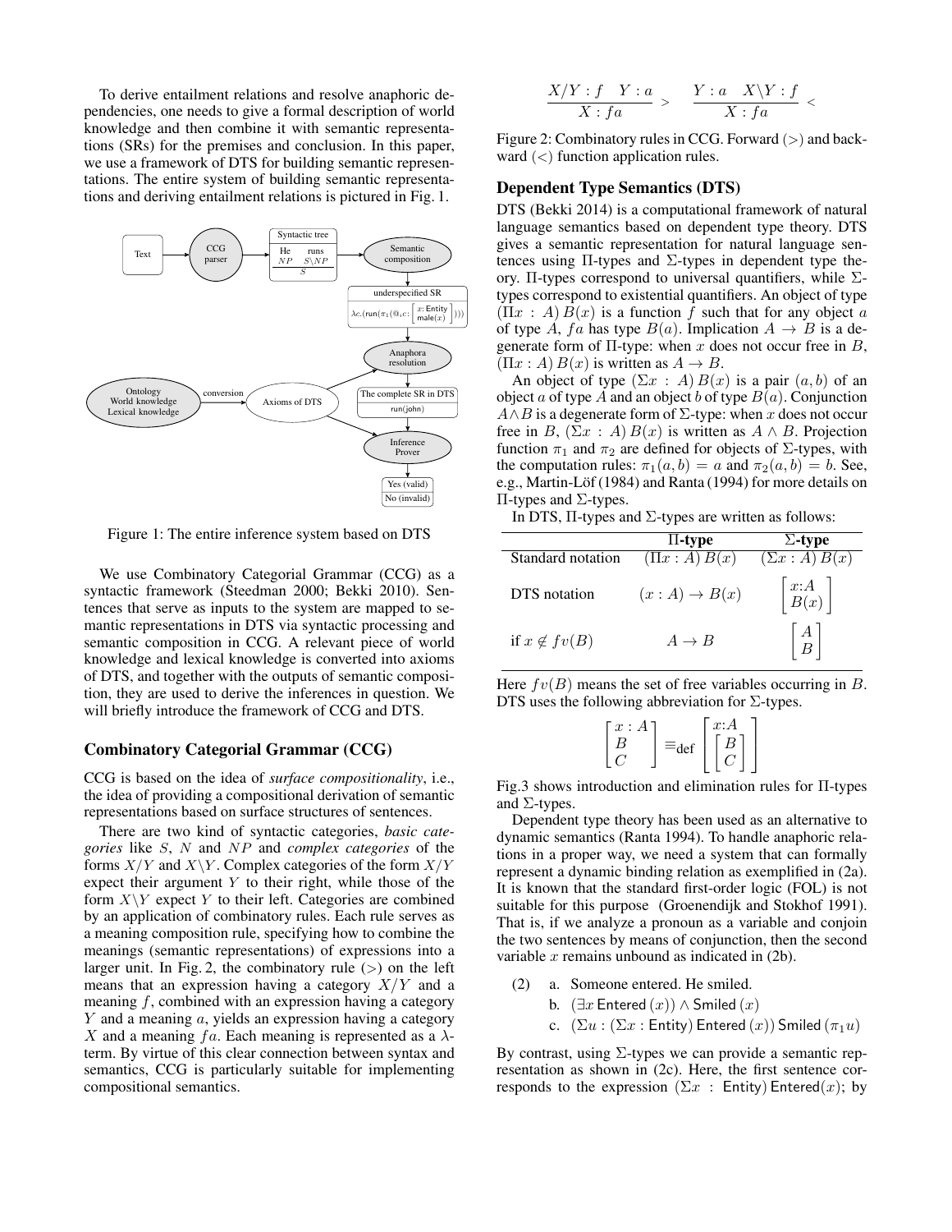To derive entailment relations and resolve anaphoric dependencies, one needs to give a formal description of world knowledge and then combine it with semantic representations (SRs) for the premises and conclusion. In this paper, we use a framework of DTS for building semantic representations. The entire system of building semantic representations and deriving entailment relations is pictured in Fig. 1.

Figure 1: The entire inference system based on DTS

We use Combinatory Categorial Grammar (CCG) as a syntactic framework (Steedman 2000; Bekki 2010). Sentences that serve as inputs to the system are mapped to semantic representations in DTS via syntactic processing and semantic composition in CCG. A relevant piece of world knowledge and lexical knowledge is converted into axioms of DTS, and together with the outputs of semantic composition, they are used to derive the inferences in question. We will briefly introduce the framework of CCG and DTS.

### Combinatory Categorial Grammar (CCG)

CCG is based on the idea of *surface compositionality*, i.e., the idea of providing a compositional derivation of semantic representations based on surface structures of sentences.

There are two kind of syntactic categories, *basic categories* like $S$, $N$ and $NP$ and *complex categories* of the forms $X/Y$ and $X\backslash Y$. Complex categories of the form $X/Y$ expect their argument $Y$ to their right, while those of the form $X\backslash Y$ expect $Y$ to their left. Categories are combined by an application of combinatory rules. Each rule serves as a meaning composition rule, specifying how to combine the meanings (semantic representations) of expressions into a larger unit. In Fig. 2, the combinatory rule ($>$) on the left means that an expression having a category $X/Y$ and a meaning $f$, combined with an expression having a category $Y$ and a meaning $a$, yields an expression having a category $X$ and a meaning $fa$. Each meaning is represented as a $\lambda$-term. By virtue of this clear connection between syntax and semantics, CCG is particularly suitable for implementing compositional semantics.

$$\frac{X/Y : f \quad Y : a}{X : fa} > \qquad \frac{Y : a \quad X\backslash Y : f}{X : fa} <$$

Figure 2: Combinatory rules in CCG. Forward ($>$) and backward ($<$) function application rules.

### Dependent Type Semantics (DTS)

DTS (Bekki 2014) is a computational framework of natural language semantics based on dependent type theory. DTS gives a semantic representation for natural language sentences using $\Pi$-types and $\Sigma$-types in dependent type theory. $\Pi$-types correspond to universal quantifiers, while $\Sigma$-types correspond to existential quantifiers. An object of type $(\Pi x : A)\, B(x)$ is a function $f$ such that for any object $a$ of type $A$, $fa$ has type $B(a)$. Implication $A \rightarrow B$ is a degenerate form of $\Pi$-type: when $x$ does not occur free in $B$, $(\Pi x : A)\, B(x)$ is written as $A \rightarrow B$.

An object of type $(\Sigma x : A)\, B(x)$ is a pair $(a, b)$ of an object $a$ of type $A$ and an object $b$ of type $B(a)$. Conjunction $A \wedge B$ is a degenerate form of $\Sigma$-type: when $x$ does not occur free in $B$, $(\Sigma x : A)\, B(x)$ is written as $A \wedge B$. Projection function $\pi_1$ and $\pi_2$ are defined for objects of $\Sigma$-types, with the computation rules: $\pi_1(a, b) = a$ and $\pi_2(a, b) = b$. See, e.g., Martin-Löf (1984) and Ranta (1994) for more details on $\Pi$-types and $\Sigma$-types.

In DTS, $\Pi$-types and $\Sigma$-types are written as follows:

| | **$\Pi$-type** | **$\Sigma$-type** |
|---|---|---|
| Standard notation | $(\Pi x : A)\, B(x)$ | $(\Sigma x : A)\, B(x)$ |
| DTS notation | $(x : A) \rightarrow B(x)$ | $\begin{bmatrix} x{:}A \\ B(x) \end{bmatrix}$ |
| if $x \notin fv(B)$ | $A \rightarrow B$ | $\begin{bmatrix} A \\ B \end{bmatrix}$ |

Here $fv(B)$ means the set of free variables occurring in $B$. DTS uses the following abbreviation for $\Sigma$-types.

$$\begin{bmatrix} x : A \\ B \\ C \end{bmatrix} \equiv_{\text{def}} \begin{bmatrix} x{:}A \\ \begin{bmatrix} B \\ C \end{bmatrix} \end{bmatrix}$$

Fig.3 shows introduction and elimination rules for $\Pi$-types and $\Sigma$-types.

Dependent type theory has been used as an alternative to dynamic semantics (Ranta 1994). To handle anaphoric relations in a proper way, we need a system that can formally represent a dynamic binding relation as exemplified in (2a). It is known that the standard first-order logic (FOL) is not suitable for this purpose (Groenendijk and Stokhof 1991). That is, if we analyze a pronoun as a variable and conjoin the two sentences by means of conjunction, then the second variable $x$ remains unbound as indicated in (2b).

(2) a. Someone entered. He smiled.

b. $(\exists x\, \mathsf{Entered}\,(x)) \wedge \mathsf{Smiled}\,(x)$

c. $(\Sigma u : (\Sigma x : \mathsf{Entity})\, \mathsf{Entered}\,(x))\, \mathsf{Smiled}\,(\pi_1 u)$

By contrast, using $\Sigma$-types we can provide a semantic representation as shown in (2c). Here, the first sentence corresponds to the expression $(\Sigma x : \mathsf{Entity})\, \mathsf{Entered}(x)$; by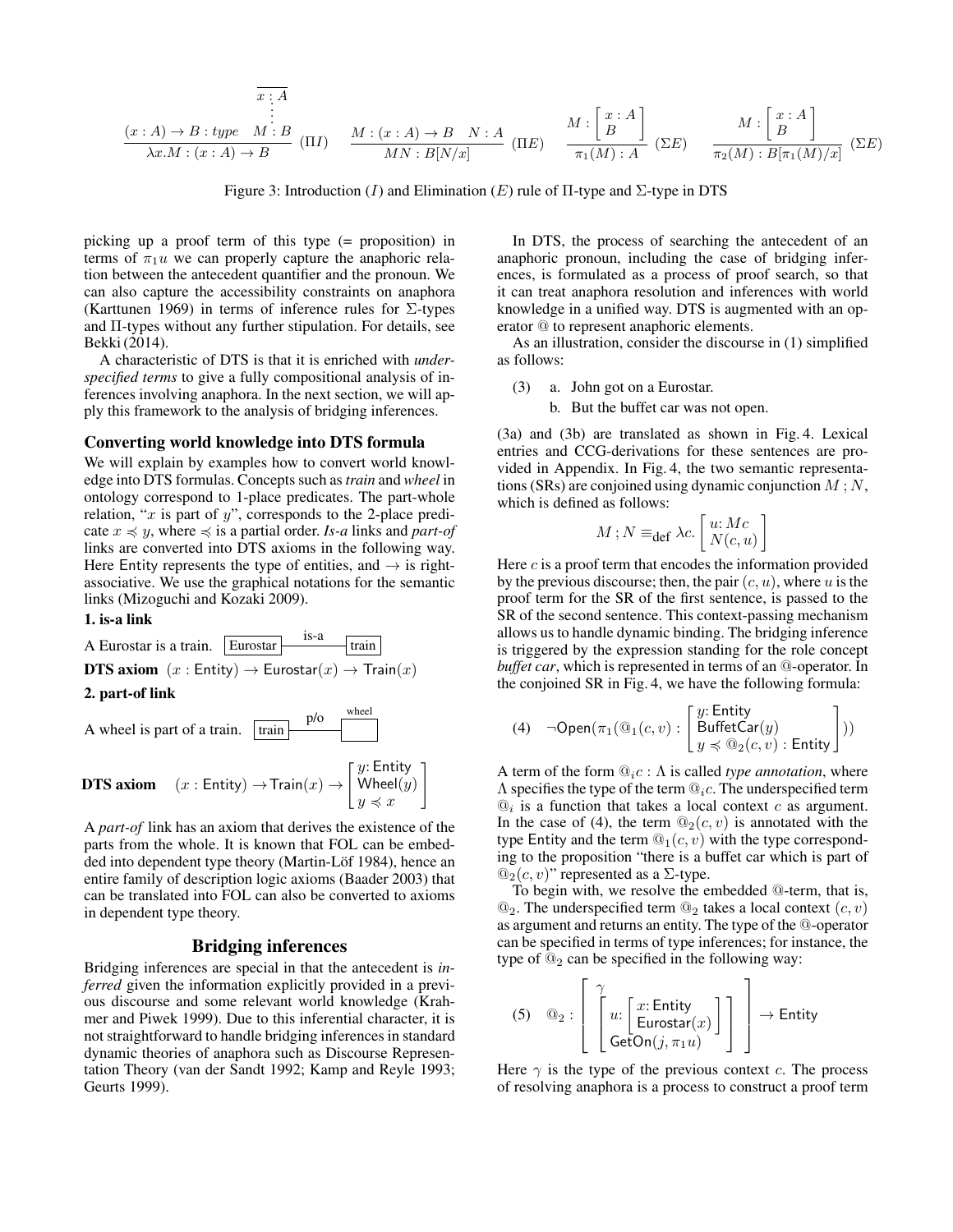$$\frac{(x:A)\to B : type \quad \begin{array}{c}\overline{x:A}\\ \vdots \\ M:B\end{array}}{\lambda x.M : (x:A)\to B}\ (\Pi I) \qquad \frac{M:(x:A)\to B \quad N:A}{MN : B[N/x]}\ (\Pi E) \qquad \frac{M:\begin{bmatrix} x:A \\ B\end{bmatrix}}{\pi_1(M):A}\ (\Sigma E) \qquad \frac{M:\begin{bmatrix} x:A \\ B\end{bmatrix}}{\pi_2(M):B[\pi_1(M)/x]}\ (\Sigma E)$$

Figure 3: Introduction ($I$) and Elimination ($E$) rule of Π-type and Σ-type in DTS

picking up a proof term of this type (= proposition) in terms of $\pi_1 u$ we can properly capture the anaphoric relation between the antecedent quantifier and the pronoun. We can also capture the accessibility constraints on anaphora (Karttunen 1969) in terms of inference rules for Σ-types and Π-types without any further stipulation. For details, see Bekki (2014).

A characteristic of DTS is that it is enriched with *underspecified terms* to give a fully compositional analysis of inferences involving anaphora. In the next section, we will apply this framework to the analysis of bridging inferences.

### Converting world knowledge into DTS formula

We will explain by examples how to convert world knowledge into DTS formulas. Concepts such as *train* and *wheel* in ontology correspond to 1-place predicates. The part-whole relation, "$x$ is part of $y$", corresponds to the 2-place predicate $x \preccurlyeq y$, where $\preccurlyeq$ is a partial order. *Is-a* links and *part-of* links are converted into DTS axioms in the following way. Here Entity represents the type of entities, and $\to$ is right-associative. We use the graphical notations for the semantic links (Mizoguchi and Kozaki 2009).

**1. is-a link**

A Eurostar is a train. [Eurostar] —is-a— [train]

**DTS axiom** $(x : \mathsf{Entity}) \to \mathsf{Eurostar}(x) \to \mathsf{Train}(x)$

**2. part-of link**

A wheel is part of a train. [train] —p/o— [wheel]

**DTS axiom** $(x : \mathsf{Entity}) \to \mathsf{Train}(x) \to \begin{bmatrix} y\colon \mathsf{Entity} \\ \mathsf{Wheel}(y) \\ y \preccurlyeq x \end{bmatrix}$

A *part-of* link has an axiom that derives the existence of the parts from the whole. It is known that FOL can be embedded into dependent type theory (Martin-Löf 1984), hence an entire family of description logic axioms (Baader 2003) that can be translated into FOL can also be converted to axioms in dependent type theory.

## Bridging inferences

Bridging inferences are special in that the antecedent is *inferred* given the information explicitly provided in a previous discourse and some relevant world knowledge (Krahmer and Piwek 1999). Due to this inferential character, it is not straightforward to handle bridging inferences in standard dynamic theories of anaphora such as Discourse Representation Theory (van der Sandt 1992; Kamp and Reyle 1993; Geurts 1999).

In DTS, the process of searching the antecedent of an anaphoric pronoun, including the case of bridging inferences, is formulated as a process of proof search, so that it can treat anaphora resolution and inferences with world knowledge in a unified way. DTS is augmented with an operator @ to represent anaphoric elements.

As an illustration, consider the discourse in (1) simplified as follows:

(3) a. John got on a Eurostar.
    b. But the buffet car was not open.

(3a) and (3b) are translated as shown in Fig. 4. Lexical entries and CCG-derivations for these sentences are provided in Appendix. In Fig. 4, the two semantic representations (SRs) are conjoined using dynamic conjunction $M\,;N$, which is defined as follows:

$$M\,;N \equiv_{\text{def}} \lambda c. \begin{bmatrix} u\colon Mc \\ N(c,u) \end{bmatrix}$$

Here $c$ is a proof term that encodes the information provided by the previous discourse; then, the pair $(c, u)$, where $u$ is the proof term for the SR of the first sentence, is passed to the SR of the second sentence. This context-passing mechanism allows us to handle dynamic binding. The bridging inference is triggered by the expression standing for the role concept *buffet car*, which is represented in terms of an @-operator. In the conjoined SR in Fig. 4, we have the following formula:

(4) $$\neg\mathsf{Open}(\pi_1(@_1(c,v) : \begin{bmatrix} y\colon \mathsf{Entity} \\ \mathsf{BuffetCar}(y) \\ y \preccurlyeq @_2(c,v) : \mathsf{Entity} \end{bmatrix}))$$

A term of the form $@_i c : \Lambda$ is called *type annotation*, where $\Lambda$ specifies the type of the term $@_i c$. The underspecified term $@_i$ is a function that takes a local context $c$ as argument. In the case of (4), the term $@_2(c,v)$ is annotated with the type Entity and the term $@_1(c,v)$ with the type corresponding to the proposition "there is a buffet car which is part of $@_2(c,v)$" represented as a Σ-type.

To begin with, we resolve the embedded @-term, that is, $@_2$. The underspecified term $@_2$ takes a local context $(c, v)$ as argument and returns an entity. The type of the @-operator can be specified in terms of type inferences; for instance, the type of $@_2$ can be specified in the following way:

(5) $$@_2 : \begin{bmatrix} \gamma \\ \begin{bmatrix} u\colon \begin{bmatrix} x\colon \mathsf{Entity} \\ \mathsf{Eurostar}(x) \end{bmatrix} \\ \mathsf{GetOn}(j, \pi_1 u) \end{bmatrix} \end{bmatrix} \to \mathsf{Entity}$$

Here $\gamma$ is the type of the previous context $c$. The process of resolving anaphora is a process to construct a proof term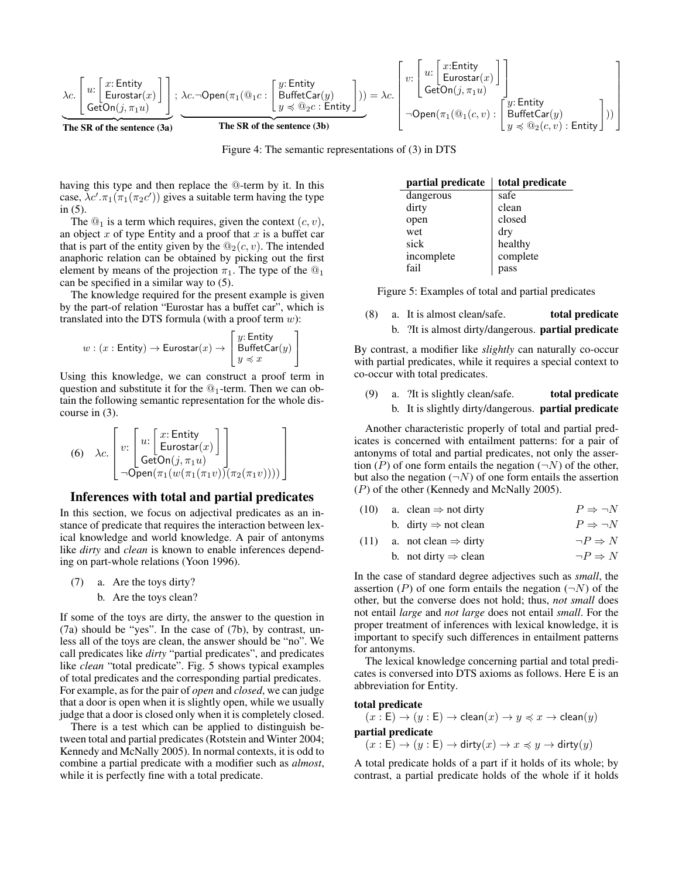$$\underbrace{\lambda c. \begin{bmatrix} u: \begin{bmatrix} x: \mathsf{Entity} \\ \mathsf{Eurostar}(x) \end{bmatrix} \\ \mathsf{GetOn}(j, \pi_1 u) \end{bmatrix}}_{\textbf{The SR of the sentence (3a)}} ; \underbrace{\lambda c. \neg \mathsf{Open}(\pi_1(@_1 c : \begin{bmatrix} y: \mathsf{Entity} \\ \mathsf{BuffetCar}(y) \\ y \preccurlyeq @_2 c : \mathsf{Entity} \end{bmatrix}))}_{\textbf{The SR of the sentence (3b)}} = \lambda c. \begin{bmatrix} v: \begin{bmatrix} u: \begin{bmatrix} x: \mathsf{Entity} \\ \mathsf{Eurostar}(x) \end{bmatrix} \\ \mathsf{GetOn}(j, \pi_1 u) \end{bmatrix} \\ \neg \mathsf{Open}(\pi_1(@_1(c, v) : \begin{bmatrix} y: \mathsf{Entity} \\ \mathsf{BuffetCar}(y) \\ y \preccurlyeq @_2(c, v) : \mathsf{Entity} \end{bmatrix})) \end{bmatrix}$$

Figure 4: The semantic representations of (3) in DTS

having this type and then replace the @-term by it. In this case, $\lambda c'.\pi_1(\pi_1(\pi_2 c'))$ gives a suitable term having the type in (5).

The $@_1$ is a term which requires, given the context $(c, v)$, an object $x$ of type Entity and a proof that $x$ is a buffet car that is part of the entity given by the $@_2(c, v)$. The intended anaphoric relation can be obtained by picking out the first element by means of the projection $\pi_1$. The type of the $@_1$ can be specified in a similar way to (5).

The knowledge required for the present example is given by the part-of relation "Eurostar has a buffet car", which is translated into the DTS formula (with a proof term $w$):

$$w : (x : \mathsf{Entity}) \to \mathsf{Eurostar}(x) \to \begin{bmatrix} y: \mathsf{Entity} \\ \mathsf{BuffetCar}(y) \\ y \preccurlyeq x \end{bmatrix}$$

Using this knowledge, we can construct a proof term in question and substitute it for the $@_1$-term. Then we can obtain the following semantic representation for the whole discourse in (3).

(6) $$\lambda c. \begin{bmatrix} v: \begin{bmatrix} u: \begin{bmatrix} x: \mathsf{Entity} \\ \mathsf{Eurostar}(x) \end{bmatrix} \\ \mathsf{GetOn}(j, \pi_1 u) \end{bmatrix} \\ \neg \mathsf{Open}(\pi_1(w(\pi_1(\pi_1 v))(\pi_2(\pi_1 v)))) \end{bmatrix}$$

## Inferences with total and partial predicates

In this section, we focus on adjectival predicates as an instance of predicate that requires the interaction between lexical knowledge and world knowledge. A pair of antonyms like *dirty* and *clean* is known to enable inferences depending on part-whole relations (Yoon 1996).

(7) a. Are the toys dirty?
 b. Are the toys clean?

If some of the toys are dirty, the answer to the question in (7a) should be "yes". In the case of (7b), by contrast, unless all of the toys are clean, the answer should be "no". We call predicates like *dirty* "partial predicates", and predicates like *clean* "total predicate". Fig. 5 shows typical examples of total predicates and the corresponding partial predicates. For example, as for the pair of *open* and *closed*, we can judge that a door is open when it is slightly open, while we usually judge that a door is closed only when it is completely closed.

There is a test which can be applied to distinguish between total and partial predicates (Rotstein and Winter 2004; Kennedy and McNally 2005). In normal contexts, it is odd to combine a partial predicate with a modifier such as *almost*, while it is perfectly fine with a total predicate.

| partial predicate | total predicate |
|---|---|
| dangerous | safe |
| dirty | clean |
| open | closed |
| wet | dry |
| sick | healthy |
| incomplete | complete |
| fail | pass |

Figure 5: Examples of total and partial predicates

(8) a. It is almost clean/safe. **total predicate**
 b. ?It is almost dirty/dangerous. **partial predicate**

By contrast, a modifier like *slightly* can naturally co-occur with partial predicates, while it requires a special context to co-occur with total predicates.

(9) a. ?It is slightly clean/safe. **total predicate**
 b. It is slightly dirty/dangerous. **partial predicate**

Another characteristic properly of total and partial predicates is concerned with entailment patterns: for a pair of antonyms of total and partial predicates, not only the assertion ($P$) of one form entails the negation ($\neg N$) of the other, but also the negation ($\neg N$) of one form entails the assertion ($P$) of the other (Kennedy and McNally 2005).

(10) a. clean ⇒ not dirty $\quad P \Rightarrow \neg N$
 b. dirty ⇒ not clean $\quad P \Rightarrow \neg N$

(11) a. not clean ⇒ dirty $\quad \neg P \Rightarrow N$
 b. not dirty ⇒ clean $\quad \neg P \Rightarrow N$

In the case of standard degree adjectives such as *small*, the assertion ($P$) of one form entails the negation ($\neg N$) of the other, but the converse does not hold; thus, *not small* does not entail *large* and *not large* does not entail *small*. For the proper treatment of inferences with lexical knowledge, it is important to specify such differences in entailment patterns for antonyms.

The lexical knowledge concerning partial and total predicates is conversed into DTS axioms as follows. Here E is an abbreviation for Entity.

**total predicate**

$(x : \mathsf{E}) \to (y : \mathsf{E}) \to \mathsf{clean}(x) \to y \preccurlyeq x \to \mathsf{clean}(y)$

**partial predicate**

$(x : \mathsf{E}) \to (y : \mathsf{E}) \to \mathsf{dirty}(x) \to x \preccurlyeq y \to \mathsf{dirty}(y)$

A total predicate holds of a part if it holds of its whole; by contrast, a partial predicate holds of the whole if it holds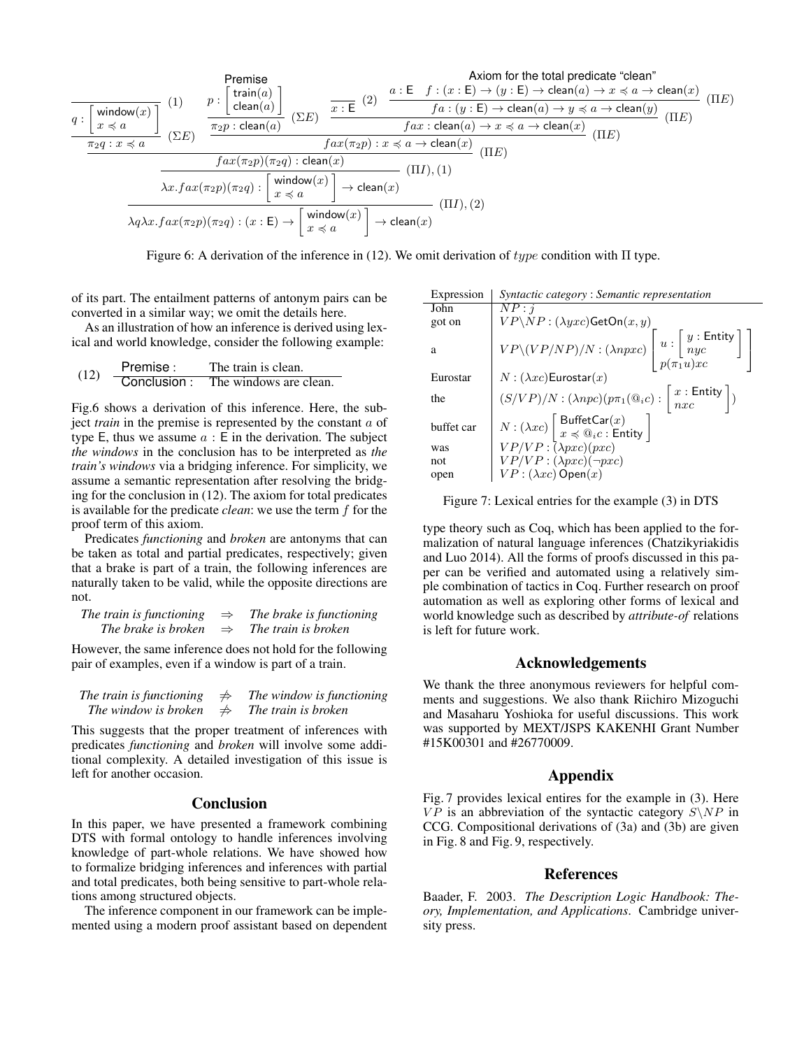$$
\dfrac{
\dfrac{
\dfrac{\overline{q : \begin{bmatrix} \mathsf{window}(x) \\ x \preccurlyeq a \end{bmatrix}}\ (1)}{\pi_2 q : x \preccurlyeq a}\ (\Sigma E)
\quad
\dfrac{
\dfrac{\overset{\text{Premise}}{p : \begin{bmatrix} \mathsf{train}(a) \\ \mathsf{clean}(a) \end{bmatrix}}}{\pi_2 p : \mathsf{clean}(a)}\ (\Sigma E)
\quad
\dfrac{\overline{x : \mathsf{E}}\ (2) \quad \dfrac{\overset{\text{Axiom for the total predicate “clean”}}{a : \mathsf{E} \quad f : (x : \mathsf{E}) \to (y : \mathsf{E}) \to \mathsf{clean}(a) \to x \preccurlyeq a \to \mathsf{clean}(x)}}{fa : (y : \mathsf{E}) \to \mathsf{clean}(a) \to y \preccurlyeq a \to \mathsf{clean}(y)}\ (\Pi E)}{fax : \mathsf{clean}(a) \to x \preccurlyeq a \to \mathsf{clean}(x)}\ (\Pi E)
}{fax(\pi_2 p) : x \preccurlyeq a \to \mathsf{clean}(x)}\ (\Pi E)
}{fax(\pi_2 p)(\pi_2 q) : \mathsf{clean}(x)}\ (\Pi E)
}{
\dfrac{\lambda x.fax(\pi_2 p)(\pi_2 q) : \begin{bmatrix} \mathsf{window}(x) \\ x \preccurlyeq a \end{bmatrix} \to \mathsf{clean}(x)}{\lambda q \lambda x.fax(\pi_2 p)(\pi_2 q) : (x : \mathsf{E}) \to \begin{bmatrix} \mathsf{window}(x) \\ x \preccurlyeq a \end{bmatrix} \to \mathsf{clean}(x)}\ (\Pi I), (2)
}\ (\Pi I), (1)
$$

Figure 6: A derivation of the inference in (12). We omit derivation of $type$ condition with $\Pi$ type.

of its part. The entailment patterns of antonym pairs can be converted in a similar way; we omit the details here.

As an illustration of how an inference is derived using lexical and world knowledge, consider the following example:

(12)

| | |
|---|---|
| Premise : | The train is clean. |
| Conclusion : | The windows are clean. |

Fig.6 shows a derivation of this inference. Here, the subject *train* in the premise is represented by the constant $a$ of type $\mathsf{E}$, thus we assume $a : \mathsf{E}$ in the derivation. The subject *the windows* in the conclusion has to be interpreted as *the train's windows* via a bridging inference. For simplicity, we assume a semantic representation after resolving the bridging for the conclusion in (12). The axiom for total predicates is available for the predicate *clean*: we use the term $f$ for the proof term of this axiom.

Predicates *functioning* and *broken* are antonyms that can be taken as total and partial predicates, respectively; given that a brake is part of a train, the following inferences are naturally taken to be valid, while the opposite directions are not.

*The train is functioning* $\Rightarrow$ *The brake is functioning*
*The brake is broken* $\Rightarrow$ *The train is broken*

However, the same inference does not hold for the following pair of examples, even if a window is part of a train.

*The train is functioning* $\not\Rightarrow$ *The window is functioning*
*The window is broken* $\not\Rightarrow$ *The train is broken*

This suggests that the proper treatment of inferences with predicates *functioning* and *broken* will involve some additional complexity. A detailed investigation of this issue is left for another occasion.

## Conclusion

In this paper, we have presented a framework combining DTS with formal ontology to handle inferences involving knowledge of part-whole relations. We have showed how to formalize bridging inferences and inferences with partial and total predicates, both being sensitive to part-whole relations among structured objects.

The inference component in our framework can be implemented using a modern proof assistant based on dependent type theory such as Coq, which has been applied to the formalization of natural language inferences (Chatzikyriakidis and Luo 2014). All the forms of proofs discussed in this paper can be verified and automated using a relatively simple combination of tactics in Coq. Further research on proof automation as well as exploring other forms of lexical and world knowledge such as described by *attribute-of* relations is left for future work.

| Expression | *Syntactic category* : *Semantic representation* |
|---|---|
| John | $NP : j$ |
| got on | $VP\backslash NP : (\lambda yxc)\mathsf{GetOn}(x, y)$ |
| a | $VP\backslash(VP/NP)/N : (\lambda npxc)\begin{bmatrix} u : \begin{bmatrix} y : \mathsf{Entity} \\ nyc \end{bmatrix} \\ p(\pi_1 u)xc \end{bmatrix}$ |
| Eurostar | $N : (\lambda xc)\mathsf{Eurostar}(x)$ |
| the | $(S/VP)/N : (\lambda npc)(p\pi_1(@_i c) : \begin{bmatrix} x : \mathsf{Entity} \\ nxc \end{bmatrix})$ |
| buffet car | $N : (\lambda xc)\begin{bmatrix} \mathsf{BuffetCar}(x) \\ x \preccurlyeq @_i c : \mathsf{Entity} \end{bmatrix}$ |
| was | $VP/VP : (\lambda pxc)(pxc)$ |
| not | $VP/VP : (\lambda pxc)(\neg pxc)$ |
| open | $VP : (\lambda xc)\,\mathsf{Open}(x)$ |

Figure 7: Lexical entries for the example (3) in DTS

## Acknowledgements

We thank the three anonymous reviewers for helpful comments and suggestions. We also thank Riichiro Mizoguchi and Masaharu Yoshioka for useful discussions. This work was supported by MEXT/JSPS KAKENHI Grant Number #15K00301 and #26770009.

## Appendix

Fig. 7 provides lexical entires for the example in (3). Here $VP$ is an abbreviation of the syntactic category $S\backslash NP$ in CCG. Compositional derivations of (3a) and (3b) are given in Fig. 8 and Fig. 9, respectively.

## References

Baader, F. 2003. *The Description Logic Handbook: Theory, Implementation, and Applications*. Cambridge university press.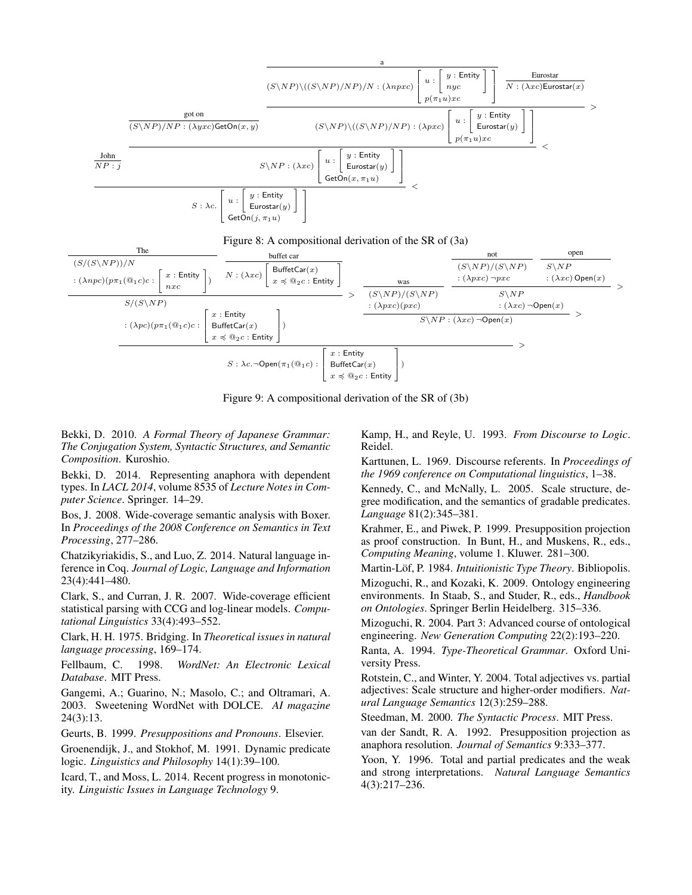$$
\dfrac{\dfrac{\text{John}}{NP : j} \quad \dfrac{\dfrac{\text{got on}}{(S\backslash NP)/NP : (\lambda yxc)\mathsf{GetOn}(x,y)} \quad \dfrac{\dfrac{\text{a}}{(S\backslash NP)\backslash((S\backslash NP)/NP)/N : (\lambda npxc)\left[\begin{array}{l} u : \left[\begin{array}{l} y : \mathsf{Entity} \\ nyc \end{array}\right] \\ p(\pi_1 u)xc \end{array}\right]} \quad \dfrac{\text{Eurostar}}{N : (\lambda xc)\mathsf{Eurostar}(x)}}{(S\backslash NP)\backslash((S\backslash NP)/NP) : (\lambda pxc)\left[\begin{array}{l} u : \left[\begin{array}{l} y : \mathsf{Entity} \\ \mathsf{Eurostar}(y) \end{array}\right] \\ p(\pi_1 u)xc \end{array}\right]}>}{S\backslash NP : (\lambda xc)\left[\begin{array}{l} u : \left[\begin{array}{l} y : \mathsf{Entity} \\ \mathsf{Eurostar}(y) \end{array}\right] \\ \mathsf{GetOn}(x, \pi_1 u) \end{array}\right]}<}{S : \lambda c.\left[\begin{array}{l} u : \left[\begin{array}{l} y : \mathsf{Entity} \\ \mathsf{Eurostar}(y) \end{array}\right] \\ \mathsf{GetOn}(j, \pi_1 u) \end{array}\right]}<
$$

Figure 8: A compositional derivation of the SR of (3a)

$$
\dfrac{\dfrac{\dfrac{\text{The}}{(S/(S\backslash NP))/N : (\lambda npc)(p\pi_1(@_1 c)c : \left[\begin{array}{l} x : \mathsf{Entity} \\ nxc \end{array}\right])} \quad \dfrac{\text{buffet car}}{N : (\lambda xc)\left[\begin{array}{l} \mathsf{BuffetCar}(x) \\ x \preccurlyeq @_2 c : \mathsf{Entity} \end{array}\right]}}{S/(S\backslash NP) : (\lambda pc)(p\pi_1(@_1 c)c : \left[\begin{array}{l} x : \mathsf{Entity} \\ \mathsf{BuffetCar}(x) \\ x \preccurlyeq @_2 c : \mathsf{Entity} \end{array}\right])}> \quad \dfrac{\dfrac{\text{was}}{(S\backslash NP)/(S\backslash NP) : (\lambda pxc)(pxc)} \quad \dfrac{\dfrac{\text{not}}{(S\backslash NP)/(S\backslash NP) : (\lambda pxc)\,\neg pxc} \quad \dfrac{\text{open}}{S\backslash NP : (\lambda xc)\,\mathsf{Open}(x)}}{S\backslash NP : (\lambda xc)\,\neg\mathsf{Open}(x)}>}{S\backslash NP : (\lambda xc)\,\neg\mathsf{Open}(x)}>}{S : \lambda c.\neg\mathsf{Open}(\pi_1(@_1 c) : \left[\begin{array}{l} x : \mathsf{Entity} \\ \mathsf{BuffetCar}(x) \\ x \preccurlyeq @_2 c : \mathsf{Entity} \end{array}\right])}>
$$

Figure 9: A compositional derivation of the SR of (3b)

Bekki, D. 2010. *A Formal Theory of Japanese Grammar: The Conjugation System, Syntactic Structures, and Semantic Composition*. Kuroshio.

Bekki, D. 2014. Representing anaphora with dependent types. In *LACL 2014*, volume 8535 of *Lecture Notes in Computer Science*. Springer. 14–29.

Bos, J. 2008. Wide-coverage semantic analysis with Boxer. In *Proceedings of the 2008 Conference on Semantics in Text Processing*, 277–286.

Chatzikyriakidis, S., and Luo, Z. 2014. Natural language inference in Coq. *Journal of Logic, Language and Information* 23(4):441–480.

Clark, S., and Curran, J. R. 2007. Wide-coverage efficient statistical parsing with CCG and log-linear models. *Computational Linguistics* 33(4):493–552.

Clark, H. H. 1975. Bridging. In *Theoretical issues in natural language processing*, 169–174.

Fellbaum, C. 1998. *WordNet: An Electronic Lexical Database*. MIT Press.

Gangemi, A.; Guarino, N.; Masolo, C.; and Oltramari, A. 2003. Sweetening WordNet with DOLCE. *AI magazine* 24(3):13.

Geurts, B. 1999. *Presuppositions and Pronouns*. Elsevier.

Groenendijk, J., and Stokhof, M. 1991. Dynamic predicate logic. *Linguistics and Philosophy* 14(1):39–100.

Icard, T., and Moss, L. 2014. Recent progress in monotonicity. *Linguistic Issues in Language Technology* 9.

Kamp, H., and Reyle, U. 1993. *From Discourse to Logic*. Reidel.

Karttunen, L. 1969. Discourse referents. In *Proceedings of the 1969 conference on Computational linguistics*, 1–38.

Kennedy, C., and McNally, L. 2005. Scale structure, degree modification, and the semantics of gradable predicates. *Language* 81(2):345–381.

Krahmer, E., and Piwek, P. 1999. Presupposition projection as proof construction. In Bunt, H., and Muskens, R., eds., *Computing Meaning*, volume 1. Kluwer. 281–300.

Martin-Löf, P. 1984. *Intuitionistic Type Theory*. Bibliopolis.

Mizoguchi, R., and Kozaki, K. 2009. Ontology engineering environments. In Staab, S., and Studer, R., eds., *Handbook on Ontologies*. Springer Berlin Heidelberg. 315–336.

Mizoguchi, R. 2004. Part 3: Advanced course of ontological engineering. *New Generation Computing* 22(2):193–220.

Ranta, A. 1994. *Type-Theoretical Grammar*. Oxford University Press.

Rotstein, C., and Winter, Y. 2004. Total adjectives vs. partial adjectives: Scale structure and higher-order modifiers. *Natural Language Semantics* 12(3):259–288.

Steedman, M. 2000. *The Syntactic Process*. MIT Press.

van der Sandt, R. A. 1992. Presupposition projection as anaphora resolution. *Journal of Semantics* 9:333–377.

Yoon, Y. 1996. Total and partial predicates and the weak and strong interpretations. *Natural Language Semantics* 4(3):217–236.